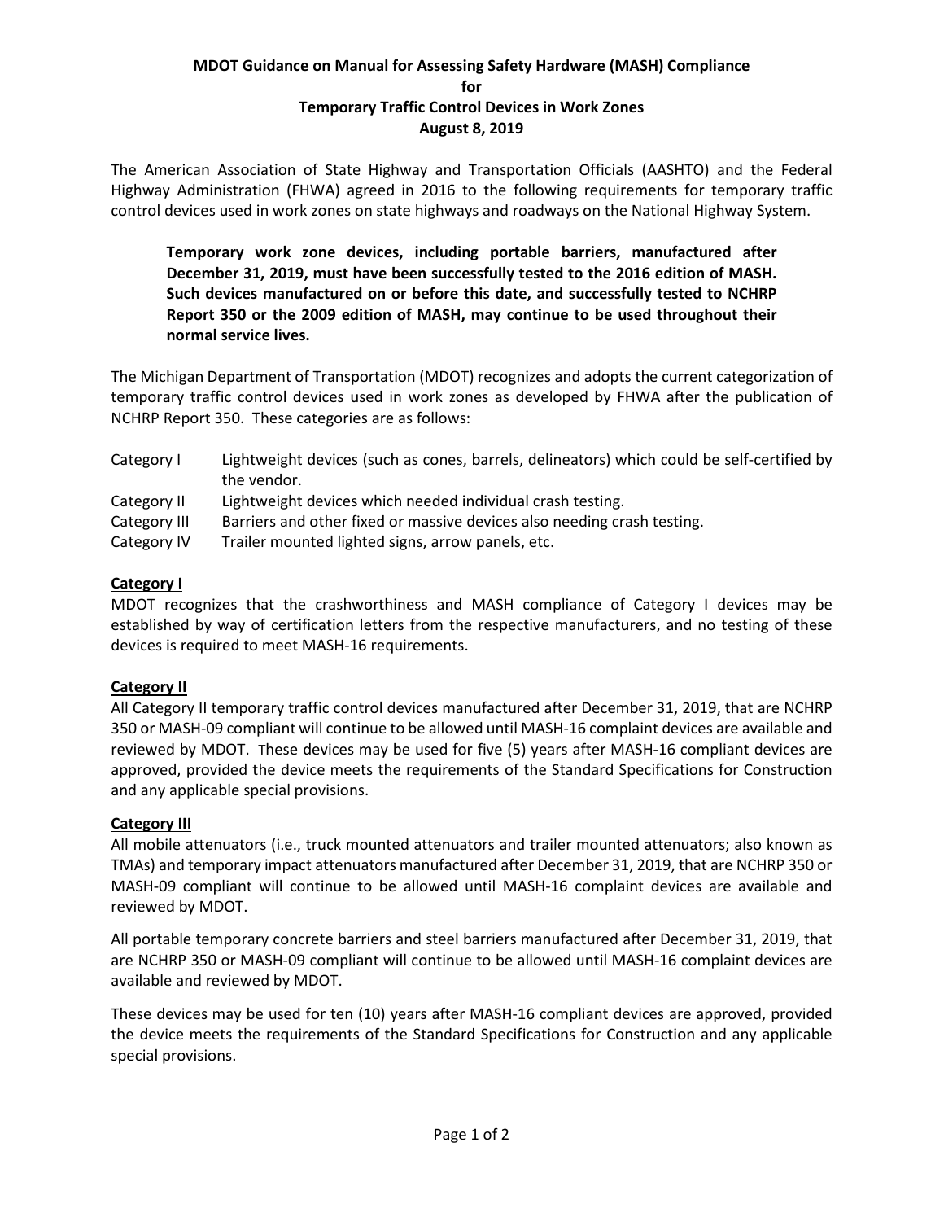**MDOT Guidance on Manual for Assessing Safety Hardware (MASH) Compliance**
**for**
**Temporary Traffic Control Devices in Work Zones**
**August 8, 2019**

The American Association of State Highway and Transportation Officials (AASHTO) and the Federal Highway Administration (FHWA) agreed in 2016 to the following requirements for temporary traffic control devices used in work zones on state highways and roadways on the National Highway System.

> **Temporary work zone devices, including portable barriers, manufactured after December 31, 2019, must have been successfully tested to the 2016 edition of MASH. Such devices manufactured on or before this date, and successfully tested to NCHRP Report 350 or the 2009 edition of MASH, may continue to be used throughout their normal service lives.**

The Michigan Department of Transportation (MDOT) recognizes and adopts the current categorization of temporary traffic control devices used in work zones as developed by FHWA after the publication of NCHRP Report 350. These categories are as follows:

| | |
|---|---|
| Category I | Lightweight devices (such as cones, barrels, delineators) which could be self-certified by the vendor. |
| Category II | Lightweight devices which needed individual crash testing. |
| Category III | Barriers and other fixed or massive devices also needing crash testing. |
| Category IV | Trailer mounted lighted signs, arrow panels, etc. |

**<u>Category I</u>**

MDOT recognizes that the crashworthiness and MASH compliance of Category I devices may be established by way of certification letters from the respective manufacturers, and no testing of these devices is required to meet MASH-16 requirements.

**<u>Category II</u>**

All Category II temporary traffic control devices manufactured after December 31, 2019, that are NCHRP 350 or MASH-09 compliant will continue to be allowed until MASH-16 complaint devices are available and reviewed by MDOT. These devices may be used for five (5) years after MASH-16 compliant devices are approved, provided the device meets the requirements of the Standard Specifications for Construction and any applicable special provisions.

**<u>Category III</u>**

All mobile attenuators (i.e., truck mounted attenuators and trailer mounted attenuators; also known as TMAs) and temporary impact attenuators manufactured after December 31, 2019, that are NCHRP 350 or MASH-09 compliant will continue to be allowed until MASH-16 complaint devices are available and reviewed by MDOT.

All portable temporary concrete barriers and steel barriers manufactured after December 31, 2019, that are NCHRP 350 or MASH-09 compliant will continue to be allowed until MASH-16 complaint devices are available and reviewed by MDOT.

These devices may be used for ten (10) years after MASH-16 compliant devices are approved, provided the device meets the requirements of the Standard Specifications for Construction and any applicable special provisions.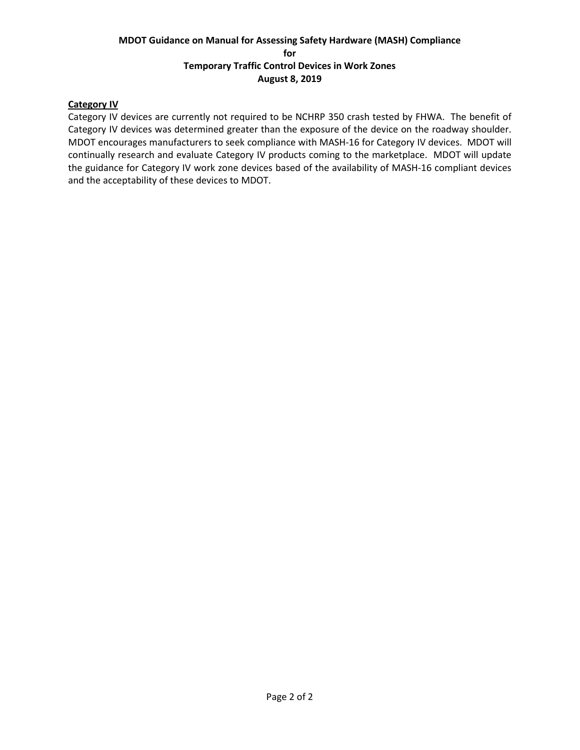**Category IV**

Category IV devices are currently not required to be NCHRP 350 crash tested by FHWA. The benefit of Category IV devices was determined greater than the exposure of the device on the roadway shoulder. MDOT encourages manufacturers to seek compliance with MASH-16 for Category IV devices. MDOT will continually research and evaluate Category IV products coming to the marketplace. MDOT will update the guidance for Category IV work zone devices based of the availability of MASH-16 compliant devices and the acceptability of these devices to MDOT.